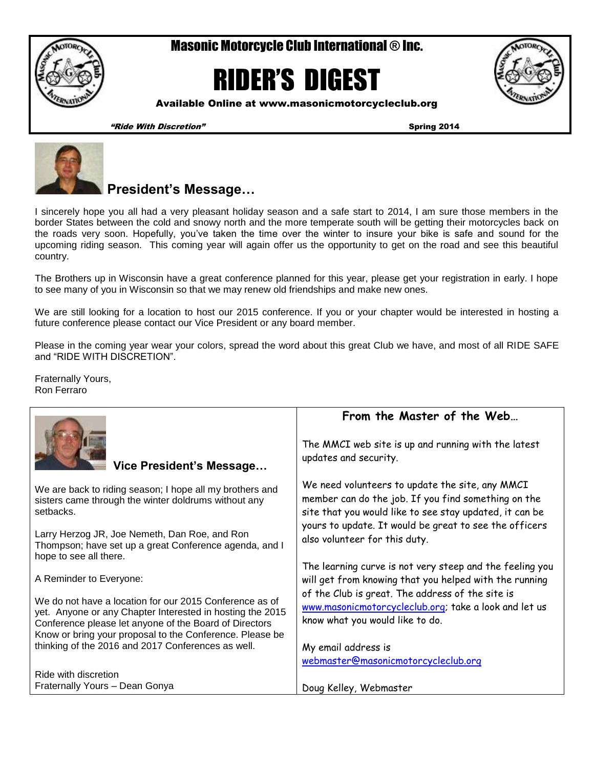# Masonic Motorcycle Club International ® Inc.

# RIDER'S DIGEST

**Available Online at www.masonicmotorcycleclub.org**

***"Ride With Discretion"*** **Spring 2014**

## President's Message…

I sincerely hope you all had a very pleasant holiday season and a safe start to 2014, I am sure those members in the border States between the cold and snowy north and the more temperate south will be getting their motorcycles back on the roads very soon. Hopefully, you've taken the time over the winter to insure your bike is safe and sound for the upcoming riding season. This coming year will again offer us the opportunity to get on the road and see this beautiful country.

The Brothers up in Wisconsin have a great conference planned for this year, please get your registration in early. I hope to see many of you in Wisconsin so that we may renew old friendships and make new ones.

We are still looking for a location to host our 2015 conference. If you or your chapter would be interested in hosting a future conference please contact our Vice President or any board member.

Please in the coming year wear your colors, spread the word about this great Club we have, and most of all RIDE SAFE and "RIDE WITH DISCRETION".

Fraternally Yours,
Ron Ferraro

## Vice President's Message…

We are back to riding season; I hope all my brothers and sisters came through the winter doldrums without any setbacks.

Larry Herzog JR, Joe Nemeth, Dan Roe, and Ron Thompson; have set up a great Conference agenda, and I hope to see all there.

A Reminder to Everyone:

We do not have a location for our 2015 Conference as of yet. Anyone or any Chapter Interested in hosting the 2015 Conference please let anyone of the Board of Directors Know or bring your proposal to the Conference. Please be thinking of the 2016 and 2017 Conferences as well.

Ride with discretion
Fraternally Yours – Dean Gonya

## From the Master of the Web…

The MMCI web site is up and running with the latest updates and security.

We need volunteers to update the site, any MMCI member can do the job. If you find something on the site that you would like to see stay updated, it can be yours to update. It would be great to see the officers also volunteer for this duty.

The learning curve is not very steep and the feeling you will get from knowing that you helped with the running of the Club is great. The address of the site is www.masonicmotorcycleclub.org; take a look and let us know what you would like to do.

My email address is webmaster@masonicmotorcycleclub.org

Doug Kelley, Webmaster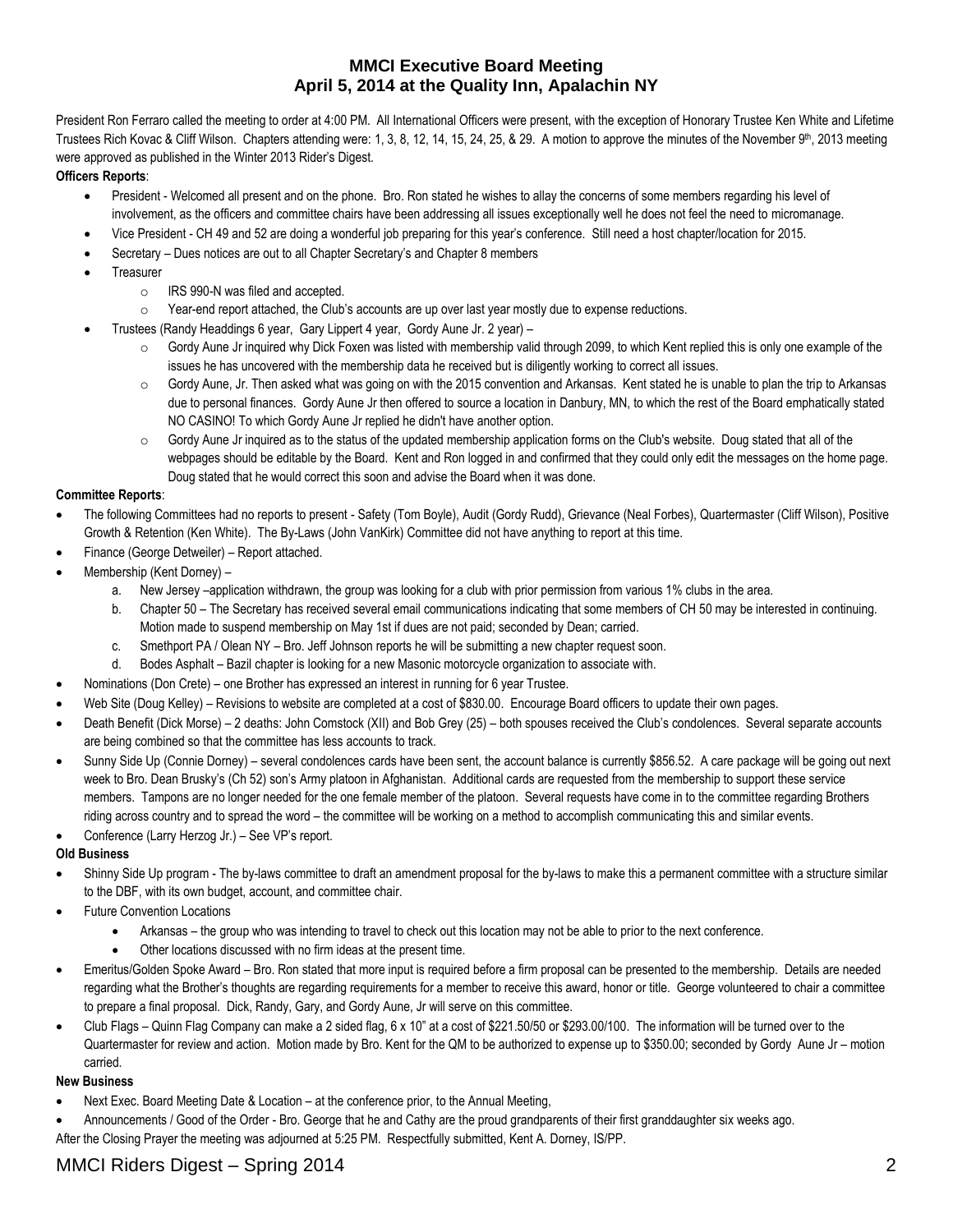# MMCI Executive Board Meeting
# April 5, 2014 at the Quality Inn, Apalachin NY

President Ron Ferraro called the meeting to order at 4:00 PM. All International Officers were present, with the exception of Honorary Trustee Ken White and Lifetime Trustees Rich Kovac & Cliff Wilson. Chapters attending were: 1, 3, 8, 12, 14, 15, 24, 25, & 29. A motion to approve the minutes of the November 9th, 2013 meeting were approved as published in the Winter 2013 Rider's Digest.

**Officers Reports**:

- President - Welcomed all present and on the phone. Bro. Ron stated he wishes to allay the concerns of some members regarding his level of involvement, as the officers and committee chairs have been addressing all issues exceptionally well he does not feel the need to micromanage.
- Vice President - CH 49 and 52 are doing a wonderful job preparing for this year's conference. Still need a host chapter/location for 2015.
- Secretary – Dues notices are out to all Chapter Secretary's and Chapter 8 members
- Treasurer
  - IRS 990-N was filed and accepted.
  - Year-end report attached, the Club's accounts are up over last year mostly due to expense reductions.
- Trustees (Randy Headdings 6 year, Gary Lippert 4 year, Gordy Aune Jr. 2 year) –
  - Gordy Aune Jr inquired why Dick Foxen was listed with membership valid through 2099, to which Kent replied this is only one example of the issues he has uncovered with the membership data he received but is diligently working to correct all issues.
  - Gordy Aune, Jr. Then asked what was going on with the 2015 convention and Arkansas. Kent stated he is unable to plan the trip to Arkansas due to personal finances. Gordy Aune Jr then offered to source a location in Danbury, MN, to which the rest of the Board emphatically stated NO CASINO! To which Gordy Aune Jr replied he didn't have another option.
  - Gordy Aune Jr inquired as to the status of the updated membership application forms on the Club's website. Doug stated that all of the webpages should be editable by the Board. Kent and Ron logged in and confirmed that they could only edit the messages on the home page. Doug stated that he would correct this soon and advise the Board when it was done.

**Committee Reports**:

- The following Committees had no reports to present - Safety (Tom Boyle), Audit (Gordy Rudd), Grievance (Neal Forbes), Quartermaster (Cliff Wilson), Positive Growth & Retention (Ken White). The By-Laws (John VanKirk) Committee did not have anything to report at this time.
- Finance (George Detweiler) – Report attached.
- Membership (Kent Dorney) –
  a. New Jersey –application withdrawn, the group was looking for a club with prior permission from various 1% clubs in the area.
  b. Chapter 50 – The Secretary has received several email communications indicating that some members of CH 50 may be interested in continuing. Motion made to suspend membership on May 1st if dues are not paid; seconded by Dean; carried.
  c. Smethport PA / Olean NY – Bro. Jeff Johnson reports he will be submitting a new chapter request soon.
  d. Bodes Asphalt – Bazil chapter is looking for a new Masonic motorcycle organization to associate with.
- Nominations (Don Crete) – one Brother has expressed an interest in running for 6 year Trustee.
- Web Site (Doug Kelley) – Revisions to website are completed at a cost of $830.00. Encourage Board officers to update their own pages.
- Death Benefit (Dick Morse) – 2 deaths: John Comstock (XII) and Bob Grey (25) – both spouses received the Club's condolences. Several separate accounts are being combined so that the committee has less accounts to track.
- Sunny Side Up (Connie Dorney) – several condolences cards have been sent, the account balance is currently $856.52. A care package will be going out next week to Bro. Dean Brusky's (Ch 52) son's Army platoon in Afghanistan. Additional cards are requested from the membership to support these service members. Tampons are no longer needed for the one female member of the platoon. Several requests have come in to the committee regarding Brothers riding across country and to spread the word – the committee will be working on a method to accomplish communicating this and similar events.
- Conference (Larry Herzog Jr.) – See VP's report.

**Old Business**

- Shinny Side Up program - The by-laws committee to draft an amendment proposal for the by-laws to make this a permanent committee with a structure similar to the DBF, with its own budget, account, and committee chair.
- Future Convention Locations
  - Arkansas – the group who was intending to travel to check out this location may not be able to prior to the next conference.
  - Other locations discussed with no firm ideas at the present time.
- Emeritus/Golden Spoke Award – Bro. Ron stated that more input is required before a firm proposal can be presented to the membership. Details are needed regarding what the Brother's thoughts are regarding requirements for a member to receive this award, honor or title. George volunteered to chair a committee to prepare a final proposal. Dick, Randy, Gary, and Gordy Aune, Jr will serve on this committee.
- Club Flags – Quinn Flag Company can make a 2 sided flag, 6 x 10" at a cost of $221.50/50 or $293.00/100. The information will be turned over to the Quartermaster for review and action. Motion made by Bro. Kent for the QM to be authorized to expense up to $350.00; seconded by Gordy Aune Jr – motion carried.

**New Business**

- Next Exec. Board Meeting Date & Location – at the conference prior, to the Annual Meeting,
- Announcements / Good of the Order - Bro. George that he and Cathy are the proud grandparents of their first granddaughter six weeks ago.

After the Closing Prayer the meeting was adjourned at 5:25 PM. Respectfully submitted, Kent A. Dorney, IS/PP.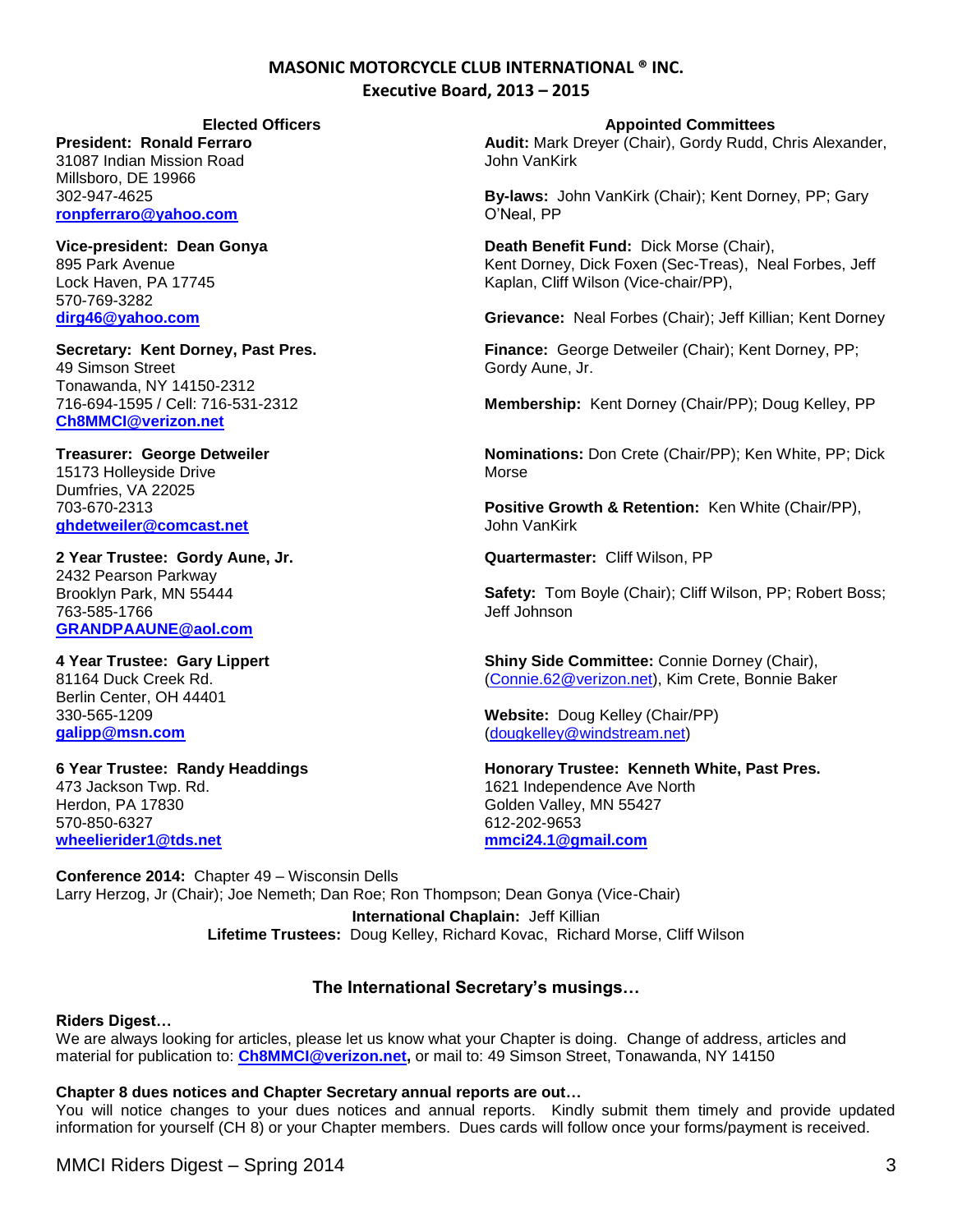# MASONIC MOTORCYCLE CLUB INTERNATIONAL ® INC.

## Executive Board, 2013 – 2015

### Elected Officers

**President: Ronald Ferraro**
31087 Indian Mission Road
Millsboro, DE 19966
302-947-4625
**ronpferraro@yahoo.com**

**Vice-president: Dean Gonya**
895 Park Avenue
Lock Haven, PA 17745
570-769-3282
**dirg46@yahoo.com**

**Secretary: Kent Dorney, Past Pres.**
49 Simson Street
Tonawanda, NY 14150-2312
716-694-1595 / Cell: 716-531-2312
**Ch8MMCI@verizon.net**

**Treasurer: George Detweiler**
15173 Holleyside Drive
Dumfries, VA 22025
703-670-2313
**ghdetweiler@comcast.net**

**2 Year Trustee: Gordy Aune, Jr.**
2432 Pearson Parkway
Brooklyn Park, MN 55444
763-585-1766
**GRANDPAAUNE@aol.com**

**4 Year Trustee: Gary Lippert**
81164 Duck Creek Rd.
Berlin Center, OH 44401
330-565-1209
**galipp@msn.com**

**6 Year Trustee: Randy Headdings**
473 Jackson Twp. Rd.
Herdon, PA 17830
570-850-6327
**wheelierider1@tds.net**

### Appointed Committees

**Audit:** Mark Dreyer (Chair), Gordy Rudd, Chris Alexander, John VanKirk

**By-laws:** John VanKirk (Chair); Kent Dorney, PP; Gary O'Neal, PP

**Death Benefit Fund:** Dick Morse (Chair), Kent Dorney, Dick Foxen (Sec-Treas), Neal Forbes, Jeff Kaplan, Cliff Wilson (Vice-chair/PP),

**Grievance:** Neal Forbes (Chair); Jeff Killian; Kent Dorney

**Finance:** George Detweiler (Chair); Kent Dorney, PP; Gordy Aune, Jr.

**Membership:** Kent Dorney (Chair/PP); Doug Kelley, PP

**Nominations:** Don Crete (Chair/PP); Ken White, PP; Dick Morse

**Positive Growth & Retention:** Ken White (Chair/PP), John VanKirk

**Quartermaster:** Cliff Wilson, PP

**Safety:** Tom Boyle (Chair); Cliff Wilson, PP; Robert Boss; Jeff Johnson

**Shiny Side Committee:** Connie Dorney (Chair), (Connie.62@verizon.net), Kim Crete, Bonnie Baker

**Website:** Doug Kelley (Chair/PP) (dougkelley@windstream.net)

**Honorary Trustee: Kenneth White, Past Pres.**
1621 Independence Ave North
Golden Valley, MN 55427
612-202-9653
**mmci24.1@gmail.com**

**Conference 2014:** Chapter 49 – Wisconsin Dells
Larry Herzog, Jr (Chair); Joe Nemeth; Dan Roe; Ron Thompson; Dean Gonya (Vice-Chair)

**International Chaplain:** Jeff Killian

**Lifetime Trustees:** Doug Kelley, Richard Kovac, Richard Morse, Cliff Wilson

## The International Secretary's musings…

**Riders Digest…**

We are always looking for articles, please let us know what your Chapter is doing. Change of address, articles and material for publication to: **Ch8MMCI@verizon.net,** or mail to: 49 Simson Street, Tonawanda, NY 14150

**Chapter 8 dues notices and Chapter Secretary annual reports are out…**

You will notice changes to your dues notices and annual reports. Kindly submit them timely and provide updated information for yourself (CH 8) or your Chapter members. Dues cards will follow once your forms/payment is received.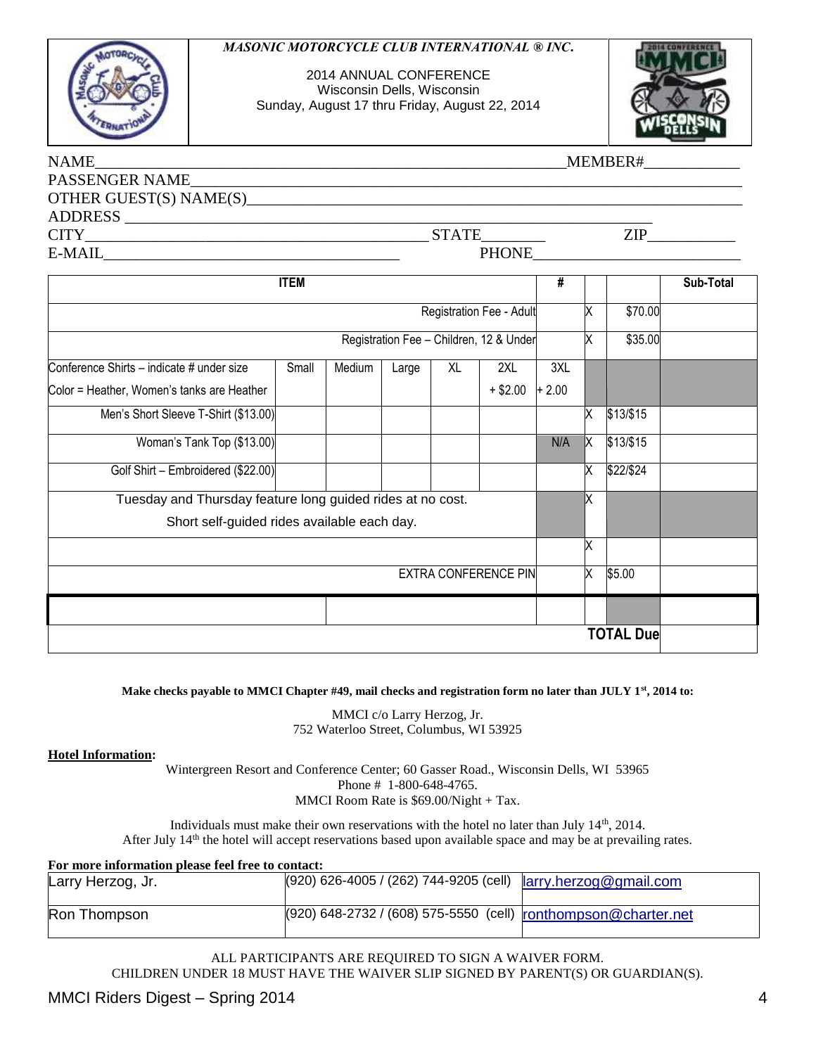*MASONIC MOTORCYCLE CLUB INTERNATIONAL ® INC.*

2014 ANNUAL CONFERENCE
Wisconsin Dells, Wisconsin
Sunday, August 17 thru Friday, August 22, 2014

NAME\_\_\_\_\_\_\_\_\_\_\_\_\_\_\_\_\_\_\_\_\_\_\_\_\_\_\_\_\_\_\_\_\_\_\_\_\_\_\_\_\_\_\_\_ MEMBER#\_\_\_\_\_\_\_\_\_\_\_\_
PASSENGER NAME\_\_\_\_\_\_\_\_\_\_\_\_\_\_\_\_\_\_\_\_\_\_\_\_\_\_\_\_\_\_\_\_\_\_\_\_\_\_\_\_\_\_\_\_
OTHER GUEST(S) NAME(S)\_\_\_\_\_\_\_\_\_\_\_\_\_\_\_\_\_\_\_\_\_\_\_\_\_\_\_\_\_\_\_\_\_\_\_\_\_\_\_\_
ADDRESS \_\_\_\_\_\_\_\_\_\_\_\_\_\_\_\_\_\_\_\_\_\_\_\_\_\_\_\_\_\_\_\_\_\_\_\_\_\_\_\_\_\_\_\_
CITY\_\_\_\_\_\_\_\_\_\_\_\_\_\_\_\_\_\_\_\_\_\_\_\_\_\_\_\_ STATE\_\_\_\_\_\_\_\_ ZIP\_\_\_\_\_\_\_\_\_\_\_
E-MAIL\_\_\_\_\_\_\_\_\_\_\_\_\_\_\_\_\_\_\_\_\_\_\_\_\_\_\_\_ PHONE\_\_\_\_\_\_\_\_\_\_\_\_\_\_\_\_\_\_\_\_\_\_\_\_\_

| ITEM | | | | | | # | | | Sub-Total |
|---|---|---|---|---|---|---|---|---|---|
| Registration Fee - Adult | | | | | | | X | $70.00 | |
| Registration Fee – Children, 12 & Under | | | | | | | X | $35.00 | |
| Conference Shirts – indicate # under size<br>Color = Heather, Women's tanks are Heather | Small | Medium | Large | XL | 2XL<br>+ $2.00 | 3XL<br>+ 2.00 | | | |
| Men's Short Sleeve T-Shirt ($13.00) | | | | | | | X | $13/$15 | |
| Woman's Tank Top ($13.00) | | | | | | N/A | X | $13/$15 | |
| Golf Shirt – Embroidered ($22.00) | | | | | | | X | $22/$24 | |
| Tuesday and Thursday feature long guided rides at no cost.<br>Short self-guided rides available each day. | | | | | | | X | | |
| | | | | | | | X | | |
| EXTRA CONFERENCE PIN | | | | | | | X | $5.00 | |
| | | | | | | | | | |
| | | | | | | | | TOTAL Due | |

**Make checks payable to MMCI Chapter #49, mail checks and registration form no later than JULY 1st, 2014 to:**

MMCI c/o Larry Herzog, Jr.
752 Waterloo Street, Columbus, WI 53925

**Hotel Information:**

Wintergreen Resort and Conference Center; 60 Gasser Road., Wisconsin Dells, WI 53965
Phone # 1-800-648-4765.
MMCI Room Rate is $69.00/Night + Tax.

Individuals must make their own reservations with the hotel no later than July 14th, 2014.
After July 14th the hotel will accept reservations based upon available space and may be at prevailing rates.

**For more information please feel free to contact:**

| | | |
|---|---|---|
| Larry Herzog, Jr. | (920) 626-4005 / (262) 744-9205 (cell) | larry.herzog@gmail.com |
| Ron Thompson | (920) 648-2732 / (608) 575-5550 (cell) | ronthompson@charter.net |

ALL PARTICIPANTS ARE REQUIRED TO SIGN A WAIVER FORM.
CHILDREN UNDER 18 MUST HAVE THE WAIVER SLIP SIGNED BY PARENT(S) OR GUARDIAN(S).